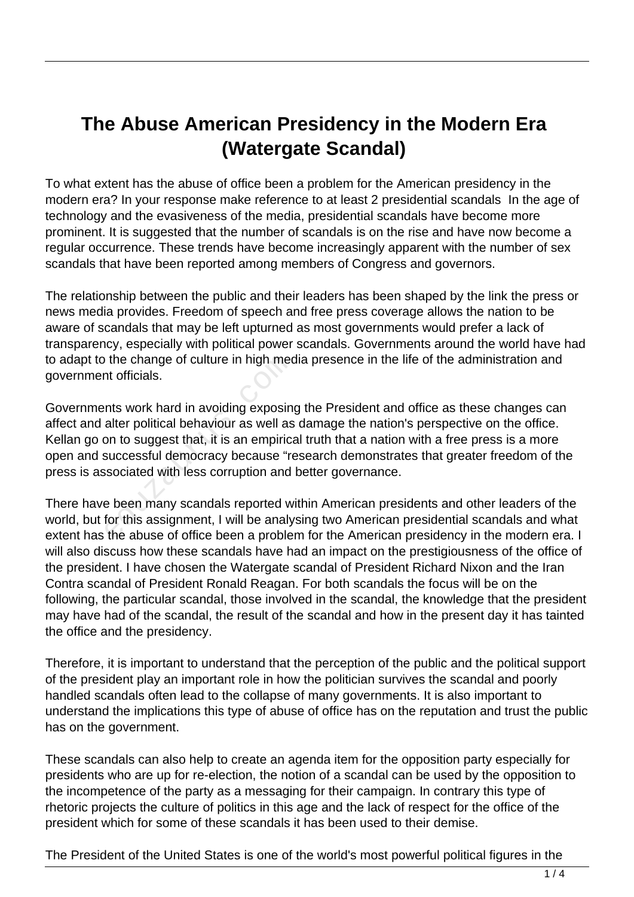# The Abuse American Presidency in the Modern Era (Watergate Scandal)

To what extent has the abuse of office been a problem for the American presidency in the modern era? In your response make reference to at least 2 presidential scandals In the age of technology and the evasiveness of the media, presidential scandals have become more prominent. It is suggested that the number of scandals is on the rise and have now become a regular occurrence. These trends have become increasingly apparent with the number of sex scandals that have been reported among members of Congress and governors.

The relationship between the public and their leaders has been shaped by the link the press or news media provides. Freedom of speech and free press coverage allows the nation to be aware of scandals that may be left upturned as most governments would prefer a lack of transparency, especially with political power scandals. Governments around the world have had to adapt to the change of culture in high media presence in the life of the administration and government officials.

Governments work hard in avoiding exposing the President and office as these changes can affect and alter political behaviour as well as damage the nation's perspective on the office. Kellan go on to suggest that, it is an empirical truth that a nation with a free press is a more open and successful democracy because "research demonstrates that greater freedom of the press is associated with less corruption and better governance.

There have been many scandals reported within American presidents and other leaders of the world, but for this assignment, I will be analysing two American presidential scandals and what extent has the abuse of office been a problem for the American presidency in the modern era. I will also discuss how these scandals have had an impact on the prestigiousness of the office of the president. I have chosen the Watergate scandal of President Richard Nixon and the Iran Contra scandal of President Ronald Reagan. For both scandals the focus will be on the following, the particular scandal, those involved in the scandal, the knowledge that the president may have had of the scandal, the result of the scandal and how in the present day it has tainted the office and the presidency.

Therefore, it is important to understand that the perception of the public and the political support of the president play an important role in how the politician survives the scandal and poorly handled scandals often lead to the collapse of many governments. It is also important to understand the implications this type of abuse of office has on the reputation and trust the public has on the government.

These scandals can also help to create an agenda item for the opposition party especially for presidents who are up for re-election, the notion of a scandal can be used by the opposition to the incompetence of the party as a messaging for their campaign. In contrary this type of rhetoric projects the culture of politics in this age and the lack of respect for the office of the president which for some of these scandals it has been used to their demise.

The President of the United States is one of the world's most powerful political figures in the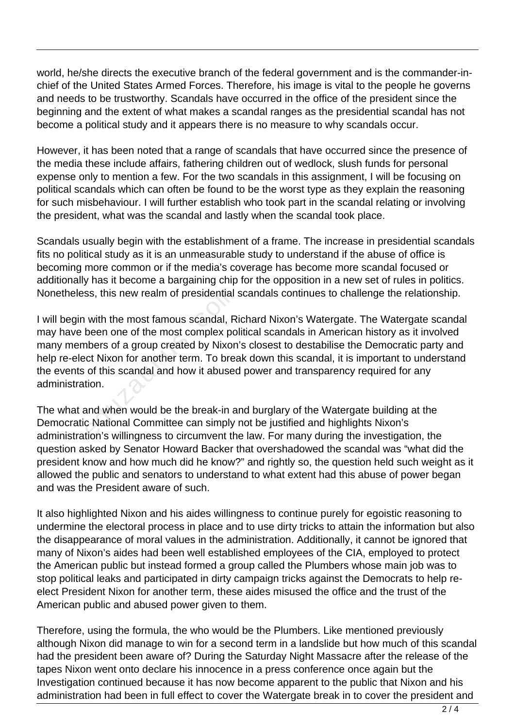world, he/she directs the executive branch of the federal government and is the commander-in-chief of the United States Armed Forces. Therefore, his image is vital to the people he governs and needs to be trustworthy. Scandals have occurred in the office of the president since the beginning and the extent of what makes a scandal ranges as the presidential scandal has not become a political study and it appears there is no measure to why scandals occur.

However, it has been noted that a range of scandals that have occurred since the presence of the media these include affairs, fathering children out of wedlock, slush funds for personal expense only to mention a few. For the two scandals in this assignment, I will be focusing on political scandals which can often be found to be the worst type as they explain the reasoning for such misbehaviour. I will further establish who took part in the scandal relating or involving the president, what was the scandal and lastly when the scandal took place.

Scandals usually begin with the establishment of a frame. The increase in presidential scandals fits no political study as it is an unmeasurable study to understand if the abuse of office is becoming more common or if the media's coverage has become more scandal focused or additionally has it become a bargaining chip for the opposition in a new set of rules in politics. Nonetheless, this new realm of presidential scandals continues to challenge the relationship.

I will begin with the most famous scandal, Richard Nixon's Watergate. The Watergate scandal may have been one of the most complex political scandals in American history as it involved many members of a group created by Nixon's closest to destabilise the Democratic party and help re-elect Nixon for another term. To break down this scandal, it is important to understand the events of this scandal and how it abused power and transparency required for any administration.

The what and when would be the break-in and burglary of the Watergate building at the Democratic National Committee can simply not be justified and highlights Nixon's administration's willingness to circumvent the law. For many during the investigation, the question asked by Senator Howard Backer that overshadowed the scandal was "what did the president know and how much did he know?" and rightly so, the question held such weight as it allowed the public and senators to understand to what extent had this abuse of power began and was the President aware of such.

It also highlighted Nixon and his aides willingness to continue purely for egoistic reasoning to undermine the electoral process in place and to use dirty tricks to attain the information but also the disappearance of moral values in the administration. Additionally, it cannot be ignored that many of Nixon's aides had been well established employees of the CIA, employed to protect the American public but instead formed a group called the Plumbers whose main job was to stop political leaks and participated in dirty campaign tricks against the Democrats to help re-elect President Nixon for another term, these aides misused the office and the trust of the American public and abused power given to them.

Therefore, using the formula, the who would be the Plumbers. Like mentioned previously although Nixon did manage to win for a second term in a landslide but how much of this scandal had the president been aware of? During the Saturday Night Massacre after the release of the tapes Nixon went onto declare his innocence in a press conference once again but the Investigation continued because it has now become apparent to the public that Nixon and his administration had been in full effect to cover the Watergate break in to cover the president and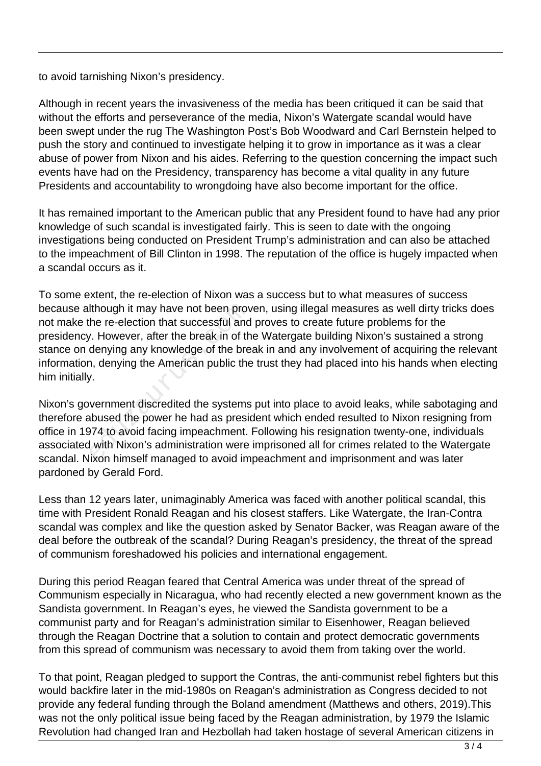to avoid tarnishing Nixon's presidency.

Although in recent years the invasiveness of the media has been critiqued it can be said that without the efforts and perseverance of the media, Nixon's Watergate scandal would have been swept under the rug The Washington Post's Bob Woodward and Carl Bernstein helped to push the story and continued to investigate helping it to grow in importance as it was a clear abuse of power from Nixon and his aides. Referring to the question concerning the impact such events have had on the Presidency, transparency has become a vital quality in any future Presidents and accountability to wrongdoing have also become important for the office.

It has remained important to the American public that any President found to have had any prior knowledge of such scandal is investigated fairly. This is seen to date with the ongoing investigations being conducted on President Trump's administration and can also be attached to the impeachment of Bill Clinton in 1998. The reputation of the office is hugely impacted when a scandal occurs as it.

To some extent, the re-election of Nixon was a success but to what measures of success because although it may have not been proven, using illegal measures as well dirty tricks does not make the re-election that successful and proves to create future problems for the presidency. However, after the break in of the Watergate building Nixon's sustained a strong stance on denying any knowledge of the break in and any involvement of acquiring the relevant information, denying the American public the trust they had placed into his hands when electing him initially.

Nixon's government discredited the systems put into place to avoid leaks, while sabotaging and therefore abused the power he had as president which ended resulted to Nixon resigning from office in 1974 to avoid facing impeachment. Following his resignation twenty-one, individuals associated with Nixon's administration were imprisoned all for crimes related to the Watergate scandal. Nixon himself managed to avoid impeachment and imprisonment and was later pardoned by Gerald Ford.

Less than 12 years later, unimaginably America was faced with another political scandal, this time with President Ronald Reagan and his closest staffers. Like Watergate, the Iran-Contra scandal was complex and like the question asked by Senator Backer, was Reagan aware of the deal before the outbreak of the scandal? During Reagan's presidency, the threat of the spread of communism foreshadowed his policies and international engagement.

During this period Reagan feared that Central America was under threat of the spread of Communism especially in Nicaragua, who had recently elected a new government known as the Sandista government. In Reagan's eyes, he viewed the Sandista government to be a communist party and for Reagan's administration similar to Eisenhower, Reagan believed through the Reagan Doctrine that a solution to contain and protect democratic governments from this spread of communism was necessary to avoid them from taking over the world.

To that point, Reagan pledged to support the Contras, the anti-communist rebel fighters but this would backfire later in the mid-1980s on Reagan's administration as Congress decided to not provide any federal funding through the Boland amendment (Matthews and others, 2019).This was not the only political issue being faced by the Reagan administration, by 1979 the Islamic Revolution had changed Iran and Hezbollah had taken hostage of several American citizens in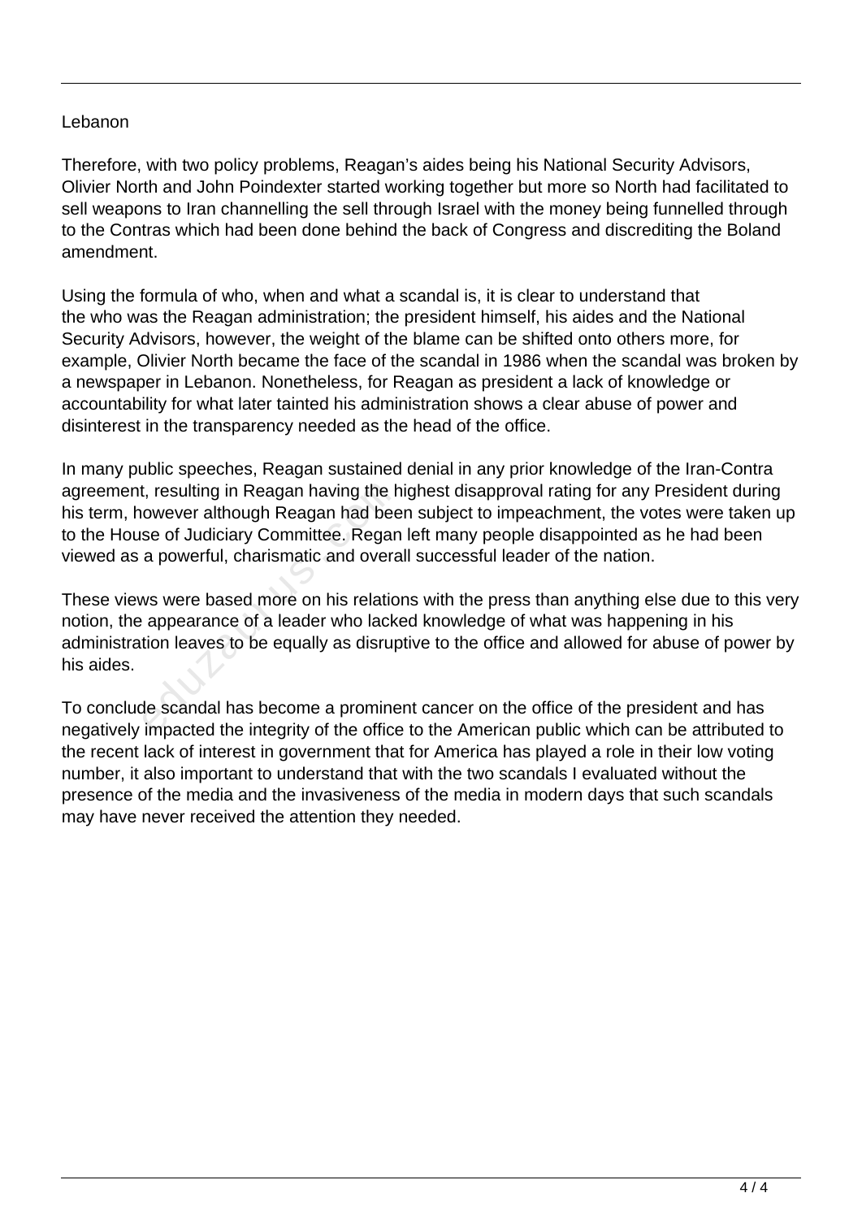Lebanon

Therefore, with two policy problems, Reagan's aides being his National Security Advisors, Olivier North and John Poindexter started working together but more so North had facilitated to sell weapons to Iran channelling the sell through Israel with the money being funnelled through to the Contras which had been done behind the back of Congress and discrediting the Boland amendment.

Using the formula of who, when and what a scandal is, it is clear to understand that the who was the Reagan administration; the president himself, his aides and the National Security Advisors, however, the weight of the blame can be shifted onto others more, for example, Olivier North became the face of the scandal in 1986 when the scandal was broken by a newspaper in Lebanon. Nonetheless, for Reagan as president a lack of knowledge or accountability for what later tainted his administration shows a clear abuse of power and disinterest in the transparency needed as the head of the office.

In many public speeches, Reagan sustained denial in any prior knowledge of the Iran-Contra agreement, resulting in Reagan having the highest disapproval rating for any President during his term, however although Reagan had been subject to impeachment, the votes were taken up to the House of Judiciary Committee. Regan left many people disappointed as he had been viewed as a powerful, charismatic and overall successful leader of the nation.

These views were based more on his relations with the press than anything else due to this very notion, the appearance of a leader who lacked knowledge of what was happening in his administration leaves to be equally as disruptive to the office and allowed for abuse of power by his aides.

To conclude scandal has become a prominent cancer on the office of the president and has negatively impacted the integrity of the office to the American public which can be attributed to the recent lack of interest in government that for America has played a role in their low voting number, it also important to understand that with the two scandals I evaluated without the presence of the media and the invasiveness of the media in modern days that such scandals may have never received the attention they needed.